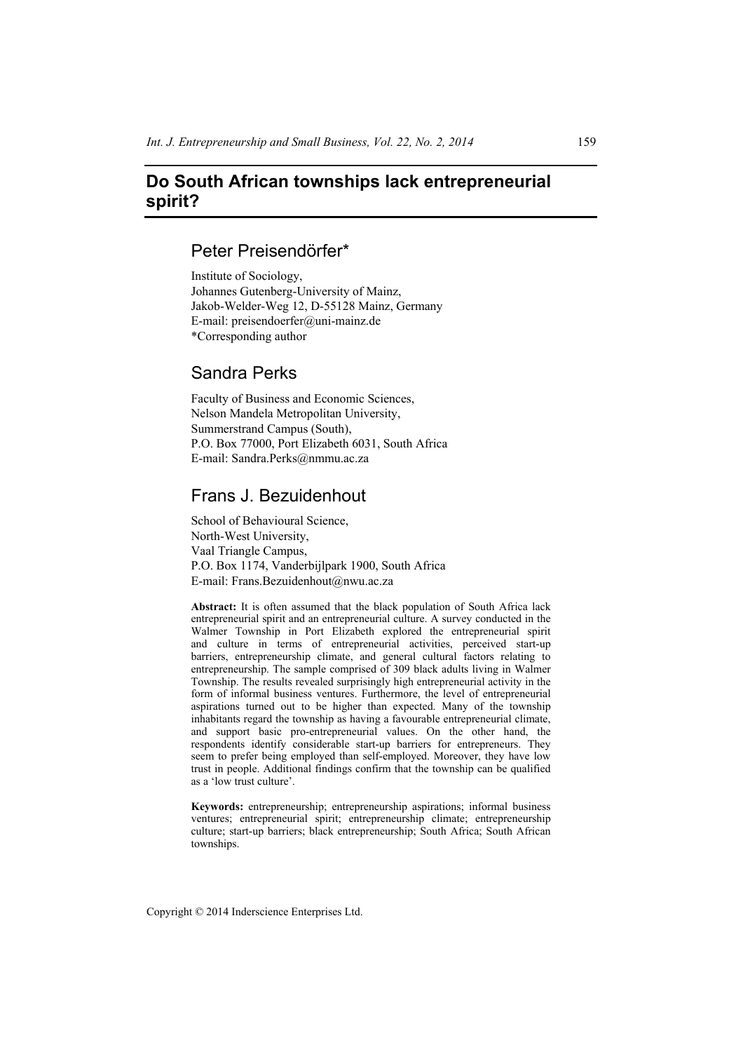# Do South African townships lack entrepreneurial spirit?

## Peter Preisendörfer*

Institute of Sociology,
Johannes Gutenberg-University of Mainz,
Jakob-Welder-Weg 12, D-55128 Mainz, Germany
E-mail: preisendoerfer@uni-mainz.de
*Corresponding author

## Sandra Perks

Faculty of Business and Economic Sciences,
Nelson Mandela Metropolitan University,
Summerstrand Campus (South),
P.O. Box 77000, Port Elizabeth 6031, South Africa
E-mail: Sandra.Perks@nmmu.ac.za

## Frans J. Bezuidenhout

School of Behavioural Science,
North-West University,
Vaal Triangle Campus,
P.O. Box 1174, Vanderbijlpark 1900, South Africa
E-mail: Frans.Bezuidenhout@nwu.ac.za

**Abstract:** It is often assumed that the black population of South Africa lack entrepreneurial spirit and an entrepreneurial culture. A survey conducted in the Walmer Township in Port Elizabeth explored the entrepreneurial spirit and culture in terms of entrepreneurial activities, perceived start-up barriers, entrepreneurship climate, and general cultural factors relating to entrepreneurship. The sample comprised of 309 black adults living in Walmer Township. The results revealed surprisingly high entrepreneurial activity in the form of informal business ventures. Furthermore, the level of entrepreneurial aspirations turned out to be higher than expected. Many of the township inhabitants regard the township as having a favourable entrepreneurial climate, and support basic pro-entrepreneurial values. On the other hand, the respondents identify considerable start-up barriers for entrepreneurs. They seem to prefer being employed than self-employed. Moreover, they have low trust in people. Additional findings confirm that the township can be qualified as a 'low trust culture'.

**Keywords:** entrepreneurship; entrepreneurship aspirations; informal business ventures; entrepreneurial spirit; entrepreneurship climate; entrepreneurship culture; start-up barriers; black entrepreneurship; South Africa; South African townships.

Copyright © 2014 Inderscience Enterprises Ltd.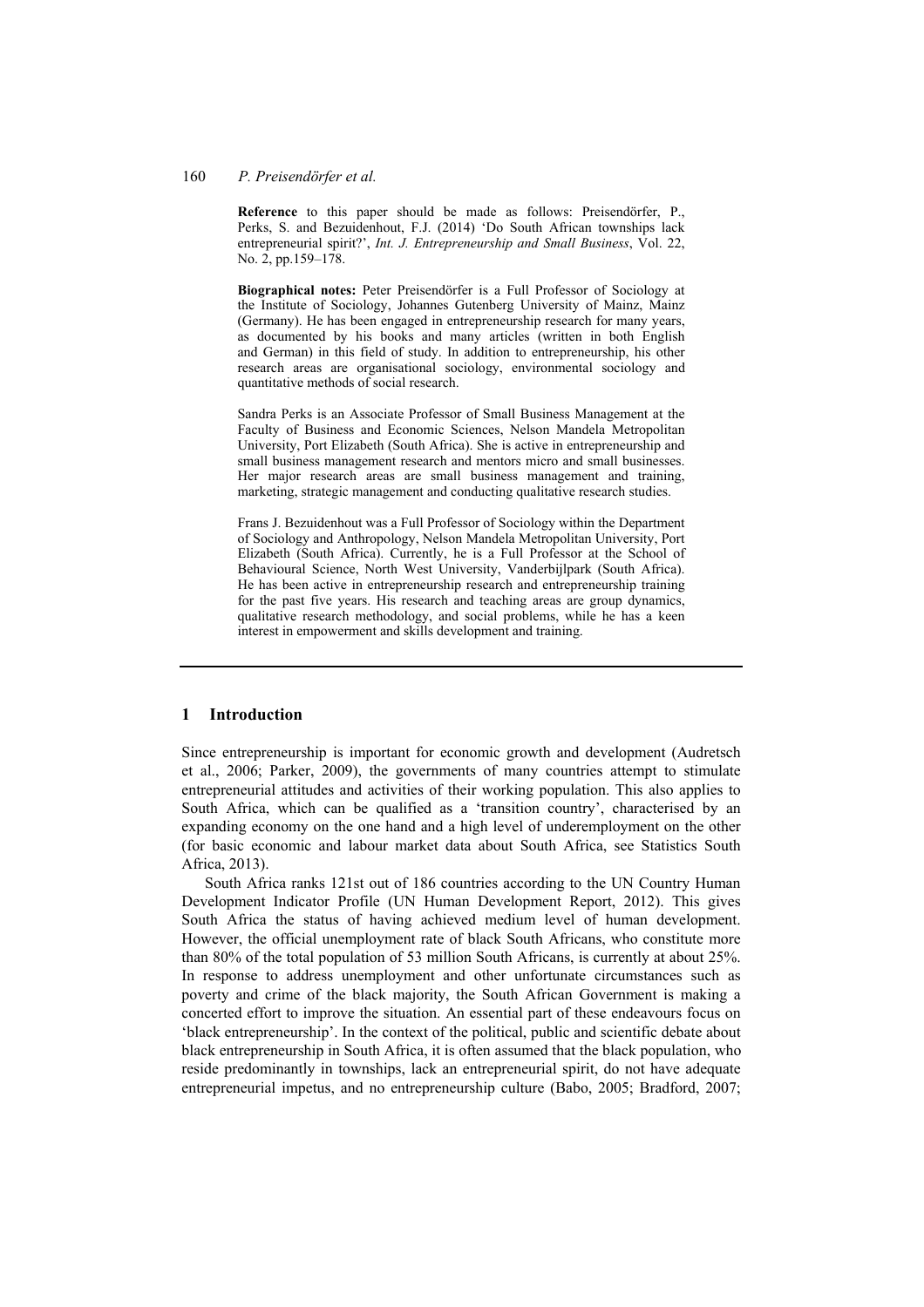**Reference** to this paper should be made as follows: Preisendörfer, P., Perks, S. and Bezuidenhout, F.J. (2014) 'Do South African townships lack entrepreneurial spirit?', *Int. J. Entrepreneurship and Small Business*, Vol. 22, No. 2, pp.159–178.

**Biographical notes:** Peter Preisendörfer is a Full Professor of Sociology at the Institute of Sociology, Johannes Gutenberg University of Mainz, Mainz (Germany). He has been engaged in entrepreneurship research for many years, as documented by his books and many articles (written in both English and German) in this field of study. In addition to entrepreneurship, his other research areas are organisational sociology, environmental sociology and quantitative methods of social research.

Sandra Perks is an Associate Professor of Small Business Management at the Faculty of Business and Economic Sciences, Nelson Mandela Metropolitan University, Port Elizabeth (South Africa). She is active in entrepreneurship and small business management research and mentors micro and small businesses. Her major research areas are small business management and training, marketing, strategic management and conducting qualitative research studies.

Frans J. Bezuidenhout was a Full Professor of Sociology within the Department of Sociology and Anthropology, Nelson Mandela Metropolitan University, Port Elizabeth (South Africa). Currently, he is a Full Professor at the School of Behavioural Science, North West University, Vanderbijlpark (South Africa). He has been active in entrepreneurship research and entrepreneurship training for the past five years. His research and teaching areas are group dynamics, qualitative research methodology, and social problems, while he has a keen interest in empowerment and skills development and training.

## 1 Introduction

Since entrepreneurship is important for economic growth and development (Audretsch et al., 2006; Parker, 2009), the governments of many countries attempt to stimulate entrepreneurial attitudes and activities of their working population. This also applies to South Africa, which can be qualified as a 'transition country', characterised by an expanding economy on the one hand and a high level of underemployment on the other (for basic economic and labour market data about South Africa, see Statistics South Africa, 2013).

South Africa ranks 121st out of 186 countries according to the UN Country Human Development Indicator Profile (UN Human Development Report, 2012). This gives South Africa the status of having achieved medium level of human development. However, the official unemployment rate of black South Africans, who constitute more than 80% of the total population of 53 million South Africans, is currently at about 25%. In response to address unemployment and other unfortunate circumstances such as poverty and crime of the black majority, the South African Government is making a concerted effort to improve the situation. An essential part of these endeavours focus on 'black entrepreneurship'. In the context of the political, public and scientific debate about black entrepreneurship in South Africa, it is often assumed that the black population, who reside predominantly in townships, lack an entrepreneurial spirit, do not have adequate entrepreneurial impetus, and no entrepreneurship culture (Babo, 2005; Bradford, 2007;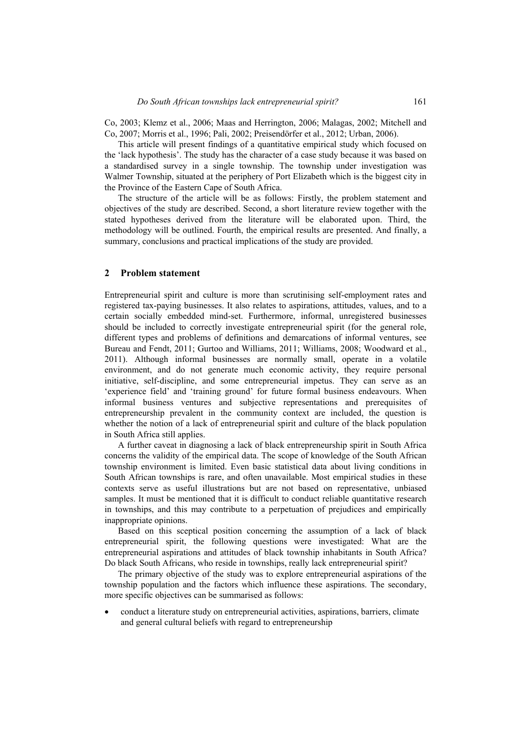Co, 2003; Klemz et al., 2006; Maas and Herrington, 2006; Malagas, 2002; Mitchell and Co, 2007; Morris et al., 1996; Pali, 2002; Preisendörfer et al., 2012; Urban, 2006).

This article will present findings of a quantitative empirical study which focused on the 'lack hypothesis'. The study has the character of a case study because it was based on a standardised survey in a single township. The township under investigation was Walmer Township, situated at the periphery of Port Elizabeth which is the biggest city in the Province of the Eastern Cape of South Africa.

The structure of the article will be as follows: Firstly, the problem statement and objectives of the study are described. Second, a short literature review together with the stated hypotheses derived from the literature will be elaborated upon. Third, the methodology will be outlined. Fourth, the empirical results are presented. And finally, a summary, conclusions and practical implications of the study are provided.

## 2 Problem statement

Entrepreneurial spirit and culture is more than scrutinising self-employment rates and registered tax-paying businesses. It also relates to aspirations, attitudes, values, and to a certain socially embedded mind-set. Furthermore, informal, unregistered businesses should be included to correctly investigate entrepreneurial spirit (for the general role, different types and problems of definitions and demarcations of informal ventures, see Bureau and Fendt, 2011; Gurtoo and Williams, 2011; Williams, 2008; Woodward et al., 2011). Although informal businesses are normally small, operate in a volatile environment, and do not generate much economic activity, they require personal initiative, self-discipline, and some entrepreneurial impetus. They can serve as an 'experience field' and 'training ground' for future formal business endeavours. When informal business ventures and subjective representations and prerequisites of entrepreneurship prevalent in the community context are included, the question is whether the notion of a lack of entrepreneurial spirit and culture of the black population in South Africa still applies.

A further caveat in diagnosing a lack of black entrepreneurship spirit in South Africa concerns the validity of the empirical data. The scope of knowledge of the South African township environment is limited. Even basic statistical data about living conditions in South African townships is rare, and often unavailable. Most empirical studies in these contexts serve as useful illustrations but are not based on representative, unbiased samples. It must be mentioned that it is difficult to conduct reliable quantitative research in townships, and this may contribute to a perpetuation of prejudices and empirically inappropriate opinions.

Based on this sceptical position concerning the assumption of a lack of black entrepreneurial spirit, the following questions were investigated: What are the entrepreneurial aspirations and attitudes of black township inhabitants in South Africa? Do black South Africans, who reside in townships, really lack entrepreneurial spirit?

The primary objective of the study was to explore entrepreneurial aspirations of the township population and the factors which influence these aspirations. The secondary, more specific objectives can be summarised as follows:

- conduct a literature study on entrepreneurial activities, aspirations, barriers, climate and general cultural beliefs with regard to entrepreneurship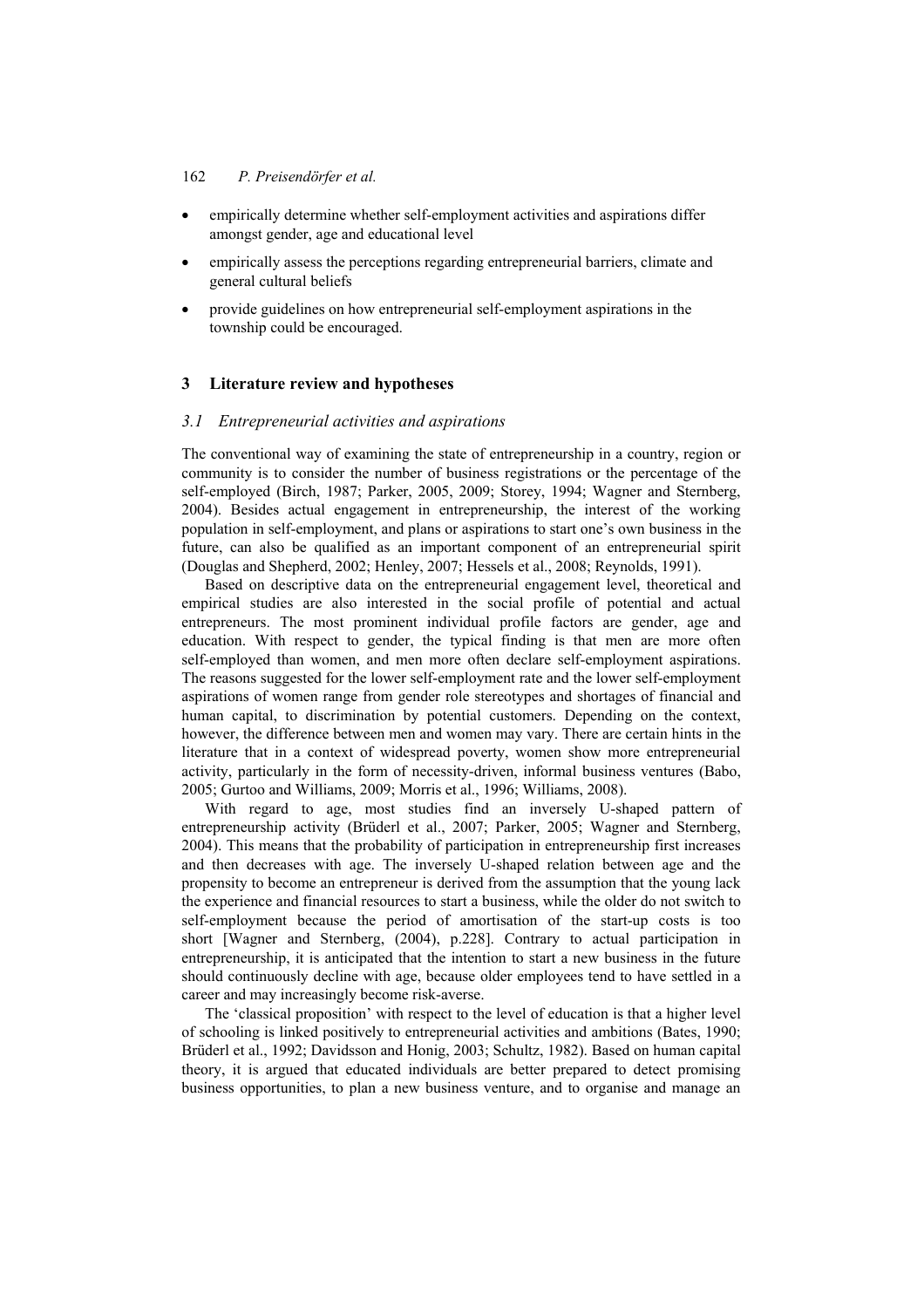- empirically determine whether self-employment activities and aspirations differ amongst gender, age and educational level
- empirically assess the perceptions regarding entrepreneurial barriers, climate and general cultural beliefs
- provide guidelines on how entrepreneurial self-employment aspirations in the township could be encouraged.

## 3 Literature review and hypotheses

### *3.1 Entrepreneurial activities and aspirations*

The conventional way of examining the state of entrepreneurship in a country, region or community is to consider the number of business registrations or the percentage of the self-employed (Birch, 1987; Parker, 2005, 2009; Storey, 1994; Wagner and Sternberg, 2004). Besides actual engagement in entrepreneurship, the interest of the working population in self-employment, and plans or aspirations to start one's own business in the future, can also be qualified as an important component of an entrepreneurial spirit (Douglas and Shepherd, 2002; Henley, 2007; Hessels et al., 2008; Reynolds, 1991).

Based on descriptive data on the entrepreneurial engagement level, theoretical and empirical studies are also interested in the social profile of potential and actual entrepreneurs. The most prominent individual profile factors are gender, age and education. With respect to gender, the typical finding is that men are more often self-employed than women, and men more often declare self-employment aspirations. The reasons suggested for the lower self-employment rate and the lower self-employment aspirations of women range from gender role stereotypes and shortages of financial and human capital, to discrimination by potential customers. Depending on the context, however, the difference between men and women may vary. There are certain hints in the literature that in a context of widespread poverty, women show more entrepreneurial activity, particularly in the form of necessity-driven, informal business ventures (Babo, 2005; Gurtoo and Williams, 2009; Morris et al., 1996; Williams, 2008).

With regard to age, most studies find an inversely U-shaped pattern of entrepreneurship activity (Brüderl et al., 2007; Parker, 2005; Wagner and Sternberg, 2004). This means that the probability of participation in entrepreneurship first increases and then decreases with age. The inversely U-shaped relation between age and the propensity to become an entrepreneur is derived from the assumption that the young lack the experience and financial resources to start a business, while the older do not switch to self-employment because the period of amortisation of the start-up costs is too short [Wagner and Sternberg, (2004), p.228]. Contrary to actual participation in entrepreneurship, it is anticipated that the intention to start a new business in the future should continuously decline with age, because older employees tend to have settled in a career and may increasingly become risk-averse.

The 'classical proposition' with respect to the level of education is that a higher level of schooling is linked positively to entrepreneurial activities and ambitions (Bates, 1990; Brüderl et al., 1992; Davidsson and Honig, 2003; Schultz, 1982). Based on human capital theory, it is argued that educated individuals are better prepared to detect promising business opportunities, to plan a new business venture, and to organise and manage an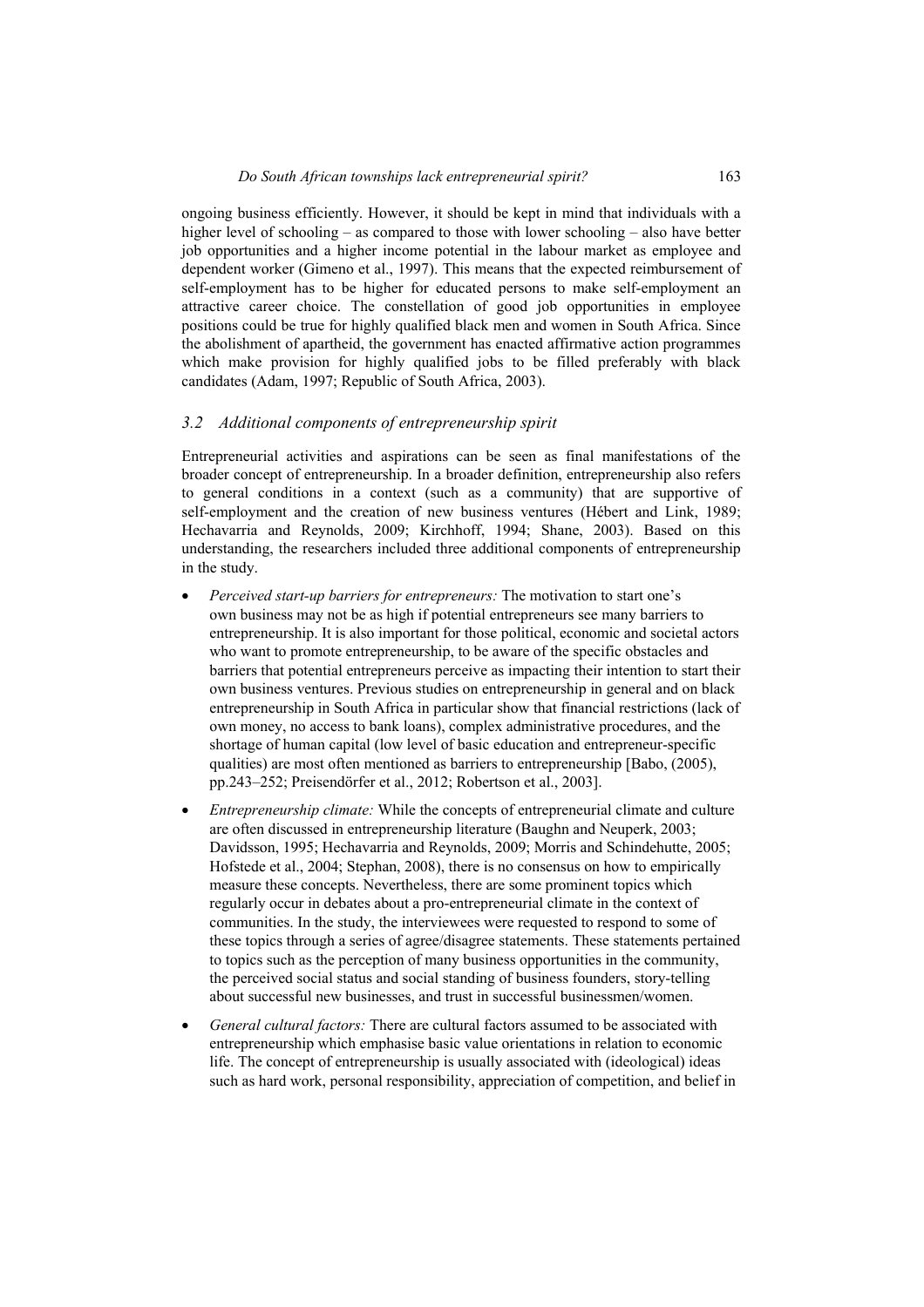ongoing business efficiently. However, it should be kept in mind that individuals with a higher level of schooling – as compared to those with lower schooling – also have better job opportunities and a higher income potential in the labour market as employee and dependent worker (Gimeno et al., 1997). This means that the expected reimbursement of self-employment has to be higher for educated persons to make self-employment an attractive career choice. The constellation of good job opportunities in employee positions could be true for highly qualified black men and women in South Africa. Since the abolishment of apartheid, the government has enacted affirmative action programmes which make provision for highly qualified jobs to be filled preferably with black candidates (Adam, 1997; Republic of South Africa, 2003).

### *3.2 Additional components of entrepreneurship spirit*

Entrepreneurial activities and aspirations can be seen as final manifestations of the broader concept of entrepreneurship. In a broader definition, entrepreneurship also refers to general conditions in a context (such as a community) that are supportive of self-employment and the creation of new business ventures (Hébert and Link, 1989; Hechavarria and Reynolds, 2009; Kirchhoff, 1994; Shane, 2003). Based on this understanding, the researchers included three additional components of entrepreneurship in the study.

- *Perceived start-up barriers for entrepreneurs:* The motivation to start one's own business may not be as high if potential entrepreneurs see many barriers to entrepreneurship. It is also important for those political, economic and societal actors who want to promote entrepreneurship, to be aware of the specific obstacles and barriers that potential entrepreneurs perceive as impacting their intention to start their own business ventures. Previous studies on entrepreneurship in general and on black entrepreneurship in South Africa in particular show that financial restrictions (lack of own money, no access to bank loans), complex administrative procedures, and the shortage of human capital (low level of basic education and entrepreneur-specific qualities) are most often mentioned as barriers to entrepreneurship [Babo, (2005), pp.243–252; Preisendörfer et al., 2012; Robertson et al., 2003].
- *Entrepreneurship climate:* While the concepts of entrepreneurial climate and culture are often discussed in entrepreneurship literature (Baughn and Neuperk, 2003; Davidsson, 1995; Hechavarria and Reynolds, 2009; Morris and Schindehutte, 2005; Hofstede et al., 2004; Stephan, 2008), there is no consensus on how to empirically measure these concepts. Nevertheless, there are some prominent topics which regularly occur in debates about a pro-entrepreneurial climate in the context of communities. In the study, the interviewees were requested to respond to some of these topics through a series of agree/disagree statements. These statements pertained to topics such as the perception of many business opportunities in the community, the perceived social status and social standing of business founders, story-telling about successful new businesses, and trust in successful businessmen/women.
- *General cultural factors:* There are cultural factors assumed to be associated with entrepreneurship which emphasise basic value orientations in relation to economic life. The concept of entrepreneurship is usually associated with (ideological) ideas such as hard work, personal responsibility, appreciation of competition, and belief in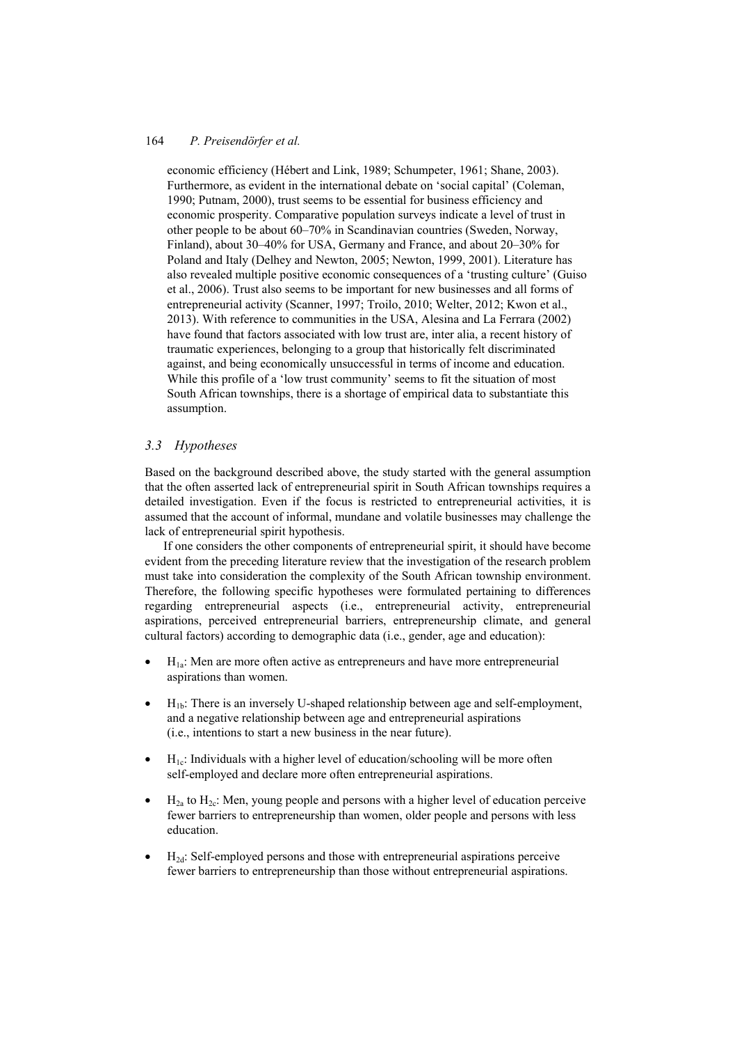economic efficiency (Hébert and Link, 1989; Schumpeter, 1961; Shane, 2003). Furthermore, as evident in the international debate on 'social capital' (Coleman, 1990; Putnam, 2000), trust seems to be essential for business efficiency and economic prosperity. Comparative population surveys indicate a level of trust in other people to be about 60–70% in Scandinavian countries (Sweden, Norway, Finland), about 30–40% for USA, Germany and France, and about 20–30% for Poland and Italy (Delhey and Newton, 2005; Newton, 1999, 2001). Literature has also revealed multiple positive economic consequences of a 'trusting culture' (Guiso et al., 2006). Trust also seems to be important for new businesses and all forms of entrepreneurial activity (Scanner, 1997; Troilo, 2010; Welter, 2012; Kwon et al., 2013). With reference to communities in the USA, Alesina and La Ferrara (2002) have found that factors associated with low trust are, inter alia, a recent history of traumatic experiences, belonging to a group that historically felt discriminated against, and being economically unsuccessful in terms of income and education. While this profile of a 'low trust community' seems to fit the situation of most South African townships, there is a shortage of empirical data to substantiate this assumption.

### *3.3 Hypotheses*

Based on the background described above, the study started with the general assumption that the often asserted lack of entrepreneurial spirit in South African townships requires a detailed investigation. Even if the focus is restricted to entrepreneurial activities, it is assumed that the account of informal, mundane and volatile businesses may challenge the lack of entrepreneurial spirit hypothesis.

If one considers the other components of entrepreneurial spirit, it should have become evident from the preceding literature review that the investigation of the research problem must take into consideration the complexity of the South African township environment. Therefore, the following specific hypotheses were formulated pertaining to differences regarding entrepreneurial aspects (i.e., entrepreneurial activity, entrepreneurial aspirations, perceived entrepreneurial barriers, entrepreneurship climate, and general cultural factors) according to demographic data (i.e., gender, age and education):

- $H_{1a}$: Men are more often active as entrepreneurs and have more entrepreneurial aspirations than women.
- $H_{1b}$: There is an inversely U-shaped relationship between age and self-employment, and a negative relationship between age and entrepreneurial aspirations (i.e., intentions to start a new business in the near future).
- $H_{1c}$: Individuals with a higher level of education/schooling will be more often self-employed and declare more often entrepreneurial aspirations.
- $H_{2a}$ to $H_{2c}$: Men, young people and persons with a higher level of education perceive fewer barriers to entrepreneurship than women, older people and persons with less education.
- $H_{2d}$: Self-employed persons and those with entrepreneurial aspirations perceive fewer barriers to entrepreneurship than those without entrepreneurial aspirations.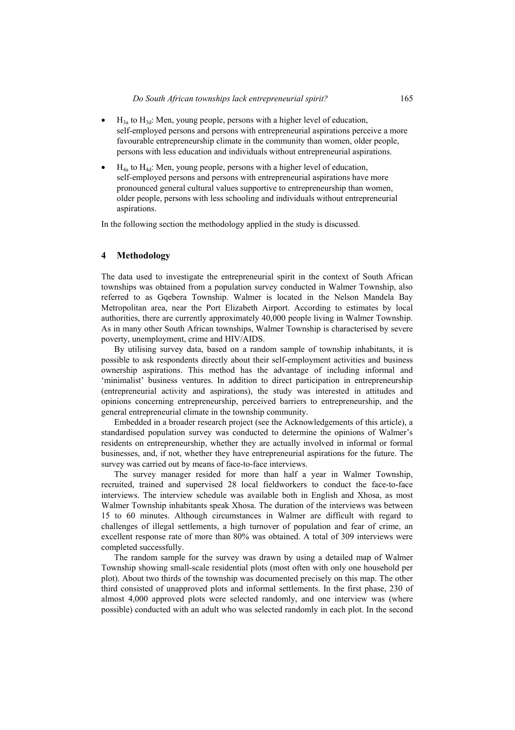- $H_{3a}$ to $H_{3d}$: Men, young people, persons with a higher level of education, self-employed persons and persons with entrepreneurial aspirations perceive a more favourable entrepreneurship climate in the community than women, older people, persons with less education and individuals without entrepreneurial aspirations.
- $H_{4a}$ to $H_{4d}$: Men, young people, persons with a higher level of education, self-employed persons and persons with entrepreneurial aspirations have more pronounced general cultural values supportive to entrepreneurship than women, older people, persons with less schooling and individuals without entrepreneurial aspirations.

In the following section the methodology applied in the study is discussed.

## 4 Methodology

The data used to investigate the entrepreneurial spirit in the context of South African townships was obtained from a population survey conducted in Walmer Township, also referred to as Gqebera Township. Walmer is located in the Nelson Mandela Bay Metropolitan area, near the Port Elizabeth Airport. According to estimates by local authorities, there are currently approximately 40,000 people living in Walmer Township. As in many other South African townships, Walmer Township is characterised by severe poverty, unemployment, crime and HIV/AIDS.

By utilising survey data, based on a random sample of township inhabitants, it is possible to ask respondents directly about their self-employment activities and business ownership aspirations. This method has the advantage of including informal and 'minimalist' business ventures. In addition to direct participation in entrepreneurship (entrepreneurial activity and aspirations), the study was interested in attitudes and opinions concerning entrepreneurship, perceived barriers to entrepreneurship, and the general entrepreneurial climate in the township community.

Embedded in a broader research project (see the Acknowledgements of this article), a standardised population survey was conducted to determine the opinions of Walmer's residents on entrepreneurship, whether they are actually involved in informal or formal businesses, and, if not, whether they have entrepreneurial aspirations for the future. The survey was carried out by means of face-to-face interviews.

The survey manager resided for more than half a year in Walmer Township, recruited, trained and supervised 28 local fieldworkers to conduct the face-to-face interviews. The interview schedule was available both in English and Xhosa, as most Walmer Township inhabitants speak Xhosa. The duration of the interviews was between 15 to 60 minutes. Although circumstances in Walmer are difficult with regard to challenges of illegal settlements, a high turnover of population and fear of crime, an excellent response rate of more than 80% was obtained. A total of 309 interviews were completed successfully.

The random sample for the survey was drawn by using a detailed map of Walmer Township showing small-scale residential plots (most often with only one household per plot). About two thirds of the township was documented precisely on this map. The other third consisted of unapproved plots and informal settlements. In the first phase, 230 of almost 4,000 approved plots were selected randomly, and one interview was (where possible) conducted with an adult who was selected randomly in each plot. In the second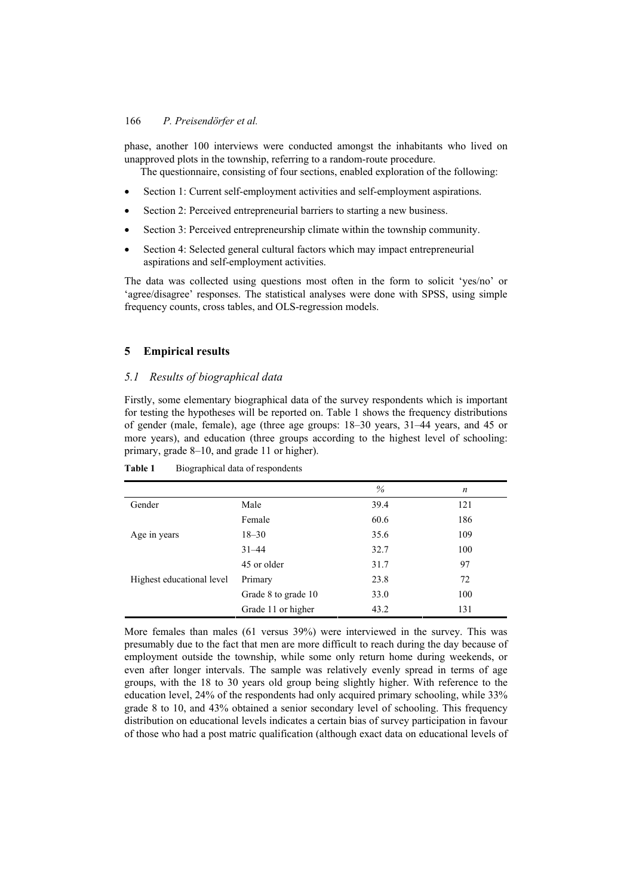phase, another 100 interviews were conducted amongst the inhabitants who lived on unapproved plots in the township, referring to a random-route procedure.

The questionnaire, consisting of four sections, enabled exploration of the following:

- Section 1: Current self-employment activities and self-employment aspirations.
- Section 2: Perceived entrepreneurial barriers to starting a new business.
- Section 3: Perceived entrepreneurship climate within the township community.
- Section 4: Selected general cultural factors which may impact entrepreneurial aspirations and self-employment activities.

The data was collected using questions most often in the form to solicit 'yes/no' or 'agree/disagree' responses. The statistical analyses were done with SPSS, using simple frequency counts, cross tables, and OLS-regression models.

## 5 Empirical results

### *5.1 Results of biographical data*

Firstly, some elementary biographical data of the survey respondents which is important for testing the hypotheses will be reported on. Table 1 shows the frequency distributions of gender (male, female), age (three age groups: 18–30 years, 31–44 years, and 45 or more years), and education (three groups according to the highest level of schooling: primary, grade 8–10, and grade 11 or higher).

**Table 1** Biographical data of respondents

| | | % | *n* |
|---|---|---|---|
| Gender | Male | 39.4 | 121 |
| | Female | 60.6 | 186 |
| Age in years | 18–30 | 35.6 | 109 |
| | 31–44 | 32.7 | 100 |
| | 45 or older | 31.7 | 97 |
| Highest educational level | Primary | 23.8 | 72 |
| | Grade 8 to grade 10 | 33.0 | 100 |
| | Grade 11 or higher | 43.2 | 131 |

More females than males (61 versus 39%) were interviewed in the survey. This was presumably due to the fact that men are more difficult to reach during the day because of employment outside the township, while some only return home during weekends, or even after longer intervals. The sample was relatively evenly spread in terms of age groups, with the 18 to 30 years old group being slightly higher. With reference to the education level, 24% of the respondents had only acquired primary schooling, while 33% grade 8 to 10, and 43% obtained a senior secondary level of schooling. This frequency distribution on educational levels indicates a certain bias of survey participation in favour of those who had a post matric qualification (although exact data on educational levels of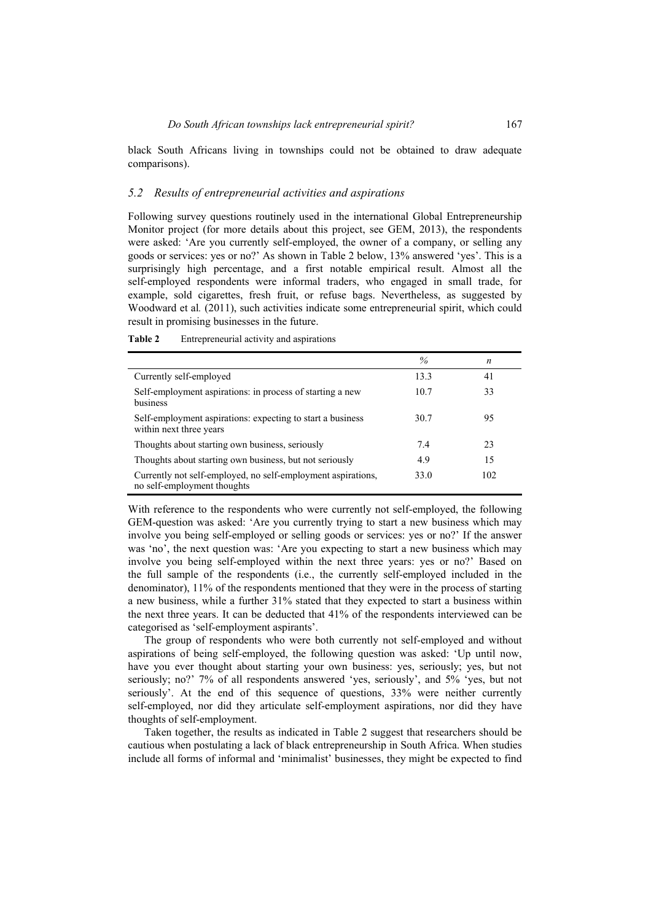black South Africans living in townships could not be obtained to draw adequate comparisons).

### *5.2 Results of entrepreneurial activities and aspirations*

Following survey questions routinely used in the international Global Entrepreneurship Monitor project (for more details about this project, see GEM, 2013), the respondents were asked: 'Are you currently self-employed, the owner of a company, or selling any goods or services: yes or no?' As shown in Table 2 below, 13% answered 'yes'. This is a surprisingly high percentage, and a first notable empirical result. Almost all the self-employed respondents were informal traders, who engaged in small trade, for example, sold cigarettes, fresh fruit, or refuse bags. Nevertheless, as suggested by Woodward et al*.* (2011), such activities indicate some entrepreneurial spirit, which could result in promising businesses in the future.

**Table 2** Entrepreneurial activity and aspirations

| | *%* | *n* |
|---|---|---|
| Currently self-employed | 13.3 | 41 |
| Self-employment aspirations: in process of starting a new business | 10.7 | 33 |
| Self-employment aspirations: expecting to start a business within next three years | 30.7 | 95 |
| Thoughts about starting own business, seriously | 7.4 | 23 |
| Thoughts about starting own business, but not seriously | 4.9 | 15 |
| Currently not self-employed, no self-employment aspirations, no self-employment thoughts | 33.0 | 102 |

With reference to the respondents who were currently not self-employed, the following GEM-question was asked: 'Are you currently trying to start a new business which may involve you being self-employed or selling goods or services: yes or no?' If the answer was 'no', the next question was: 'Are you expecting to start a new business which may involve you being self-employed within the next three years: yes or no?' Based on the full sample of the respondents (i.e., the currently self-employed included in the denominator), 11% of the respondents mentioned that they were in the process of starting a new business, while a further 31% stated that they expected to start a business within the next three years. It can be deducted that 41% of the respondents interviewed can be categorised as 'self-employment aspirants'.

The group of respondents who were both currently not self-employed and without aspirations of being self-employed, the following question was asked: 'Up until now, have you ever thought about starting your own business: yes, seriously; yes, but not seriously; no?' 7% of all respondents answered 'yes, seriously', and 5% 'yes, but not seriously'. At the end of this sequence of questions, 33% were neither currently self-employed, nor did they articulate self-employment aspirations, nor did they have thoughts of self-employment.

Taken together, the results as indicated in Table 2 suggest that researchers should be cautious when postulating a lack of black entrepreneurship in South Africa. When studies include all forms of informal and 'minimalist' businesses, they might be expected to find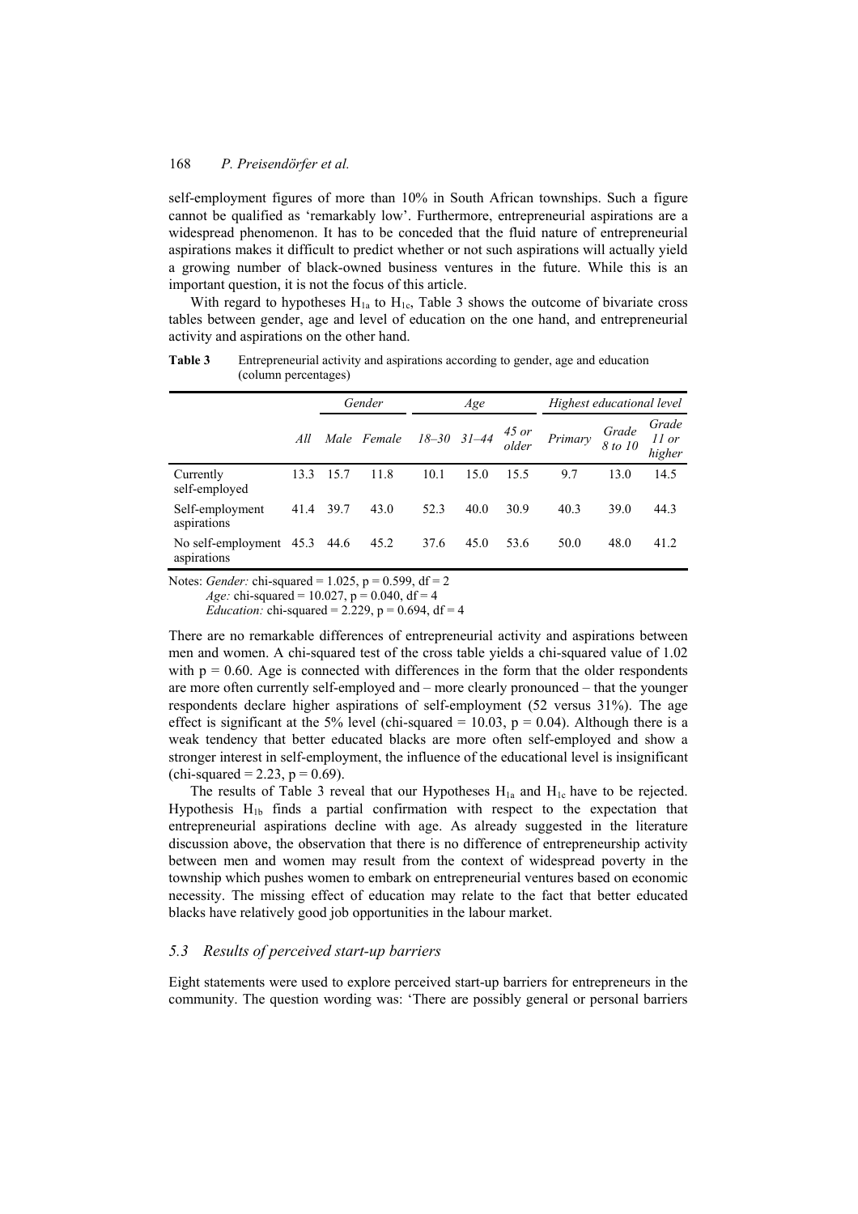self-employment figures of more than 10% in South African townships. Such a figure cannot be qualified as 'remarkably low'. Furthermore, entrepreneurial aspirations are a widespread phenomenon. It has to be conceded that the fluid nature of entrepreneurial aspirations makes it difficult to predict whether or not such aspirations will actually yield a growing number of black-owned business ventures in the future. While this is an important question, it is not the focus of this article.

With regard to hypotheses $H_{1a}$ to $H_{1c}$, Table 3 shows the outcome of bivariate cross tables between gender, age and level of education on the one hand, and entrepreneurial activity and aspirations on the other hand.

**Table 3** Entrepreneurial activity and aspirations according to gender, age and education (column percentages)

| | | *Gender* | | *Age* | | | *Highest educational level* | | |
|---|---|---|---|---|---|---|---|---|---|
| | *All* | *Male* | *Female* | *18–30* | *31–44* | *45 or older* | *Primary* | *Grade 8 to 10* | *Grade 11 or higher* |
| Currently self-employed | 13.3 | 15.7 | 11.8 | 10.1 | 15.0 | 15.5 | 9.7 | 13.0 | 14.5 |
| Self-employment aspirations | 41.4 | 39.7 | 43.0 | 52.3 | 40.0 | 30.9 | 40.3 | 39.0 | 44.3 |
| No self-employment aspirations | 45.3 | 44.6 | 45.2 | 37.6 | 45.0 | 53.6 | 50.0 | 48.0 | 41.2 |

Notes: *Gender:* chi-squared = 1.025, p = 0.599, df = 2
*Age:* chi-squared = 10.027, p = 0.040, df = 4
*Education:* chi-squared = 2.229, p = 0.694, df = 4

There are no remarkable differences of entrepreneurial activity and aspirations between men and women. A chi-squared test of the cross table yields a chi-squared value of 1.02 with $p = 0.60$. Age is connected with differences in the form that the older respondents are more often currently self-employed and – more clearly pronounced – that the younger respondents declare higher aspirations of self-employment (52 versus 31%). The age effect is significant at the 5% level (chi-squared = 10.03, $p = 0.04$). Although there is a weak tendency that better educated blacks are more often self-employed and show a stronger interest in self-employment, the influence of the educational level is insignificant (chi-squared = 2.23, $p = 0.69$).

The results of Table 3 reveal that our Hypotheses $H_{1a}$ and $H_{1c}$ have to be rejected. Hypothesis $H_{1b}$ finds a partial confirmation with respect to the expectation that entrepreneurial aspirations decline with age. As already suggested in the literature discussion above, the observation that there is no difference of entrepreneurship activity between men and women may result from the context of widespread poverty in the township which pushes women to embark on entrepreneurial ventures based on economic necessity. The missing effect of education may relate to the fact that better educated blacks have relatively good job opportunities in the labour market.

### *5.3 Results of perceived start-up barriers*

Eight statements were used to explore perceived start-up barriers for entrepreneurs in the community. The question wording was: 'There are possibly general or personal barriers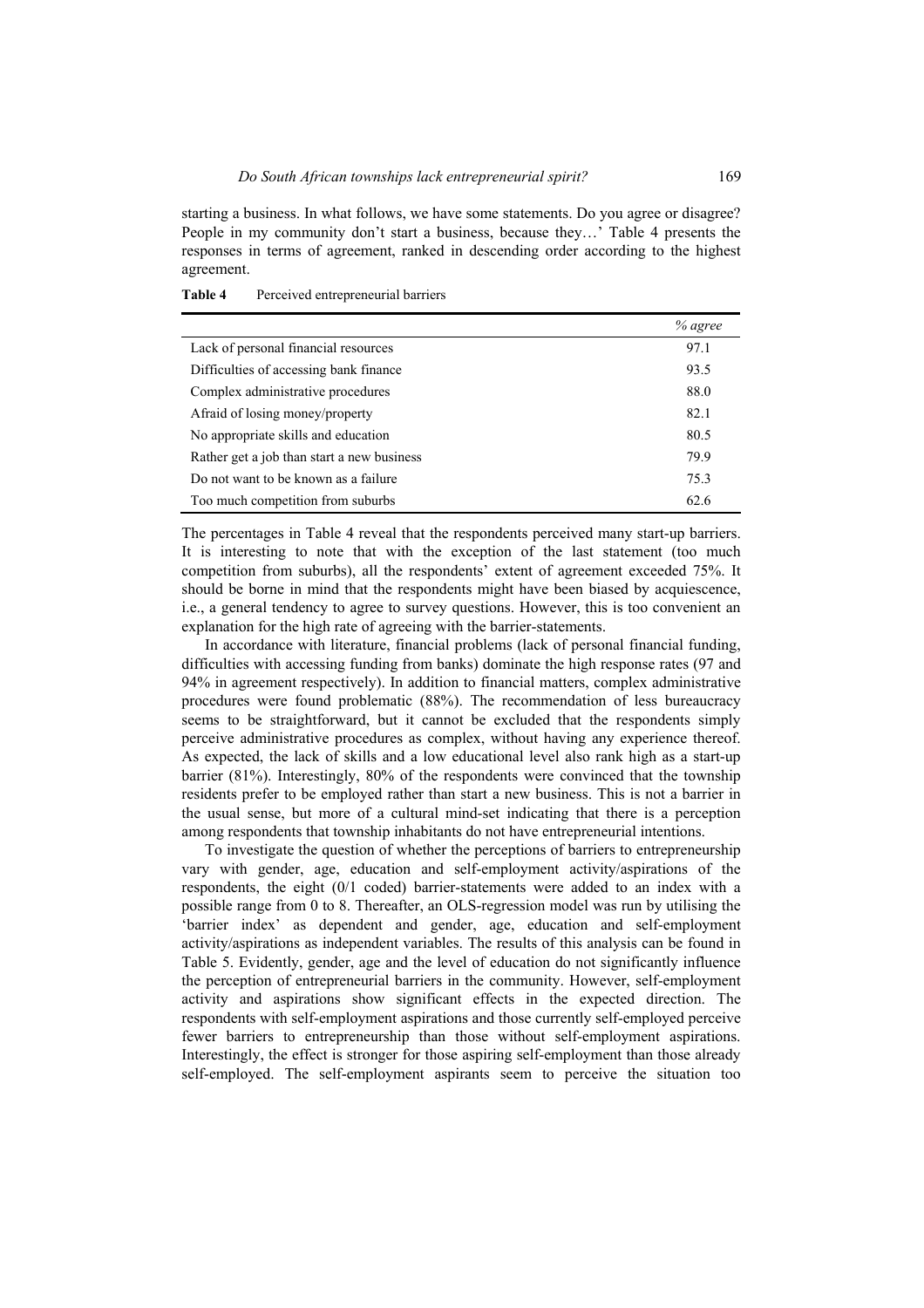starting a business. In what follows, we have some statements. Do you agree or disagree? People in my community don't start a business, because they…' Table 4 presents the responses in terms of agreement, ranked in descending order according to the highest agreement.

**Table 4** Perceived entrepreneurial barriers

| | *% agree* |
|---|---|
| Lack of personal financial resources | 97.1 |
| Difficulties of accessing bank finance | 93.5 |
| Complex administrative procedures | 88.0 |
| Afraid of losing money/property | 82.1 |
| No appropriate skills and education | 80.5 |
| Rather get a job than start a new business | 79.9 |
| Do not want to be known as a failure | 75.3 |
| Too much competition from suburbs | 62.6 |

The percentages in Table 4 reveal that the respondents perceived many start-up barriers. It is interesting to note that with the exception of the last statement (too much competition from suburbs), all the respondents' extent of agreement exceeded 75%. It should be borne in mind that the respondents might have been biased by acquiescence, i.e., a general tendency to agree to survey questions. However, this is too convenient an explanation for the high rate of agreeing with the barrier-statements.

In accordance with literature, financial problems (lack of personal financial funding, difficulties with accessing funding from banks) dominate the high response rates (97 and 94% in agreement respectively). In addition to financial matters, complex administrative procedures were found problematic (88%). The recommendation of less bureaucracy seems to be straightforward, but it cannot be excluded that the respondents simply perceive administrative procedures as complex, without having any experience thereof. As expected, the lack of skills and a low educational level also rank high as a start-up barrier (81%). Interestingly, 80% of the respondents were convinced that the township residents prefer to be employed rather than start a new business. This is not a barrier in the usual sense, but more of a cultural mind-set indicating that there is a perception among respondents that township inhabitants do not have entrepreneurial intentions.

To investigate the question of whether the perceptions of barriers to entrepreneurship vary with gender, age, education and self-employment activity/aspirations of the respondents, the eight (0/1 coded) barrier-statements were added to an index with a possible range from 0 to 8. Thereafter, an OLS-regression model was run by utilising the 'barrier index' as dependent and gender, age, education and self-employment activity/aspirations as independent variables. The results of this analysis can be found in Table 5. Evidently, gender, age and the level of education do not significantly influence the perception of entrepreneurial barriers in the community. However, self-employment activity and aspirations show significant effects in the expected direction. The respondents with self-employment aspirations and those currently self-employed perceive fewer barriers to entrepreneurship than those without self-employment aspirations. Interestingly, the effect is stronger for those aspiring self-employment than those already self-employed. The self-employment aspirants seem to perceive the situation too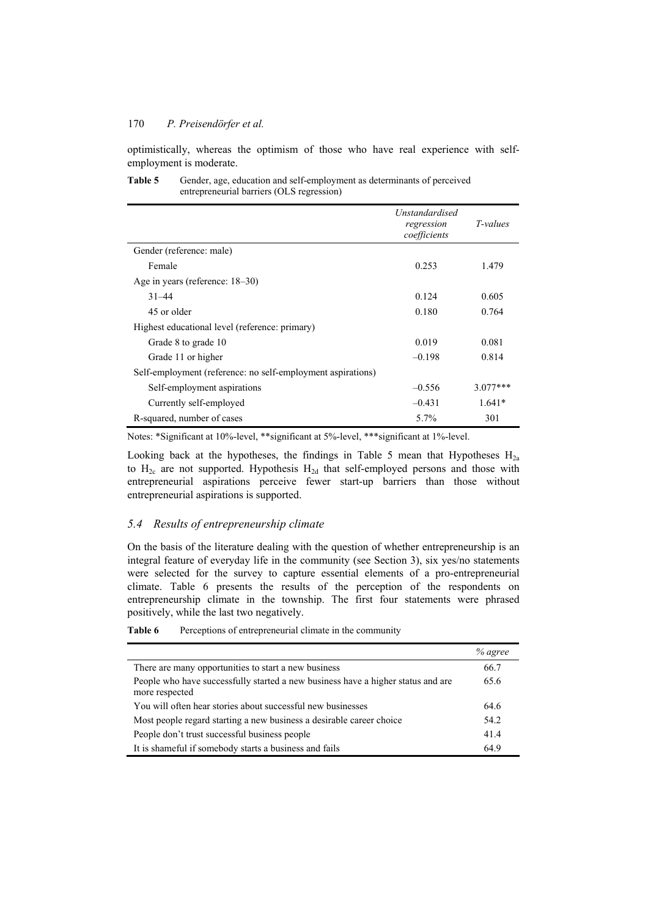optimistically, whereas the optimism of those who have real experience with self-employment is moderate.

**Table 5** Gender, age, education and self-employment as determinants of perceived entrepreneurial barriers (OLS regression)

| | *Unstandardised regression coefficients* | *T-values* |
|---|---|---|
| Gender (reference: male) | | |
| Female | 0.253 | 1.479 |
| Age in years (reference: 18–30) | | |
| 31–44 | 0.124 | 0.605 |
| 45 or older | 0.180 | 0.764 |
| Highest educational level (reference: primary) | | |
| Grade 8 to grade 10 | 0.019 | 0.081 |
| Grade 11 or higher | –0.198 | 0.814 |
| Self-employment (reference: no self-employment aspirations) | | |
| Self-employment aspirations | –0.556 | 3.077*** |
| Currently self-employed | –0.431 | 1.641* |
| R-squared, number of cases | 5.7% | 301 |

Notes: *Significant at 10%-level, **significant at 5%-level, ***significant at 1%-level.

Looking back at the hypotheses, the findings in Table 5 mean that Hypotheses $H_{2a}$ to $H_{2c}$ are not supported. Hypothesis $H_{2d}$ that self-employed persons and those with entrepreneurial aspirations perceive fewer start-up barriers than those without entrepreneurial aspirations is supported.

### *5.4 Results of entrepreneurship climate*

On the basis of the literature dealing with the question of whether entrepreneurship is an integral feature of everyday life in the community (see Section 3), six yes/no statements were selected for the survey to capture essential elements of a pro-entrepreneurial climate. Table 6 presents the results of the perception of the respondents on entrepreneurship climate in the township. The first four statements were phrased positively, while the last two negatively.

**Table 6** Perceptions of entrepreneurial climate in the community

| | *% agree* |
|---|---|
| There are many opportunities to start a new business | 66.7 |
| People who have successfully started a new business have a higher status and are more respected | 65.6 |
| You will often hear stories about successful new businesses | 64.6 |
| Most people regard starting a new business a desirable career choice | 54.2 |
| People don't trust successful business people | 41.4 |
| It is shameful if somebody starts a business and fails | 64.9 |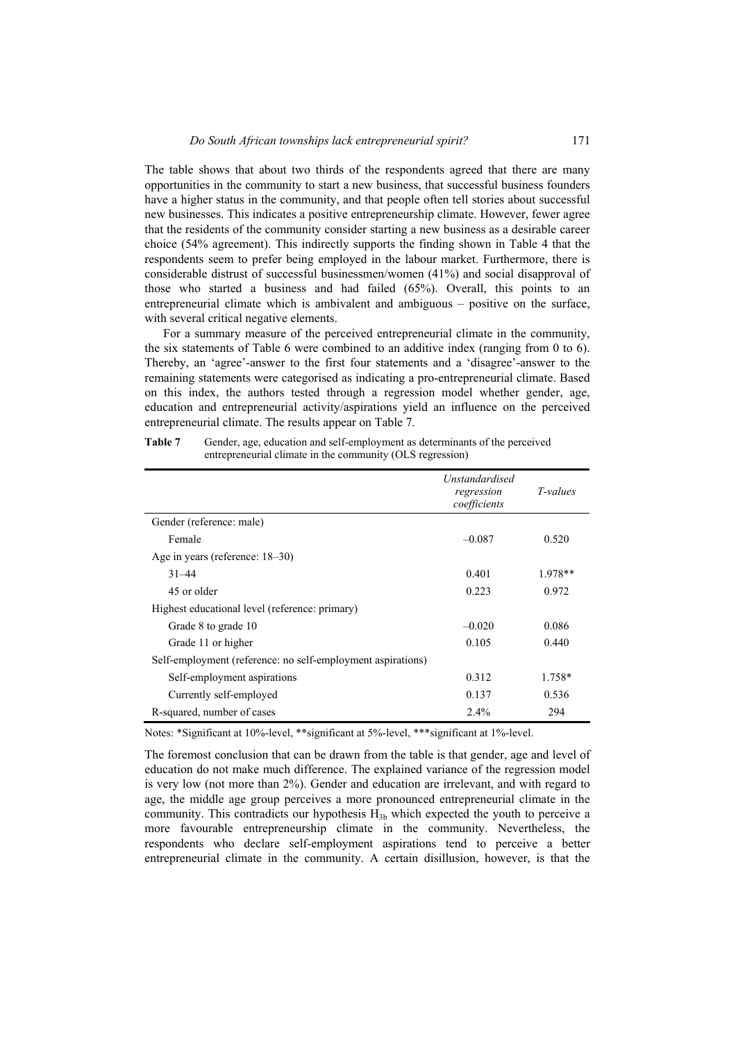The table shows that about two thirds of the respondents agreed that there are many opportunities in the community to start a new business, that successful business founders have a higher status in the community, and that people often tell stories about successful new businesses. This indicates a positive entrepreneurship climate. However, fewer agree that the residents of the community consider starting a new business as a desirable career choice (54% agreement). This indirectly supports the finding shown in Table 4 that the respondents seem to prefer being employed in the labour market. Furthermore, there is considerable distrust of successful businessmen/women (41%) and social disapproval of those who started a business and had failed (65%). Overall, this points to an entrepreneurial climate which is ambivalent and ambiguous – positive on the surface, with several critical negative elements.

For a summary measure of the perceived entrepreneurial climate in the community, the six statements of Table 6 were combined to an additive index (ranging from 0 to 6). Thereby, an 'agree'-answer to the first four statements and a 'disagree'-answer to the remaining statements were categorised as indicating a pro-entrepreneurial climate. Based on this index, the authors tested through a regression model whether gender, age, education and entrepreneurial activity/aspirations yield an influence on the perceived entrepreneurial climate. The results appear on Table 7.

**Table 7** Gender, age, education and self-employment as determinants of the perceived entrepreneurial climate in the community (OLS regression)

| | *Unstandardised regression coefficients* | *T-values* |
|---|---|---|
| Gender (reference: male) | | |
| Female | –0.087 | 0.520 |
| Age in years (reference: 18–30) | | |
| 31–44 | 0.401 | 1.978** |
| 45 or older | 0.223 | 0.972 |
| Highest educational level (reference: primary) | | |
| Grade 8 to grade 10 | –0.020 | 0.086 |
| Grade 11 or higher | 0.105 | 0.440 |
| Self-employment (reference: no self-employment aspirations) | | |
| Self-employment aspirations | 0.312 | 1.758* |
| Currently self-employed | 0.137 | 0.536 |
| R-squared, number of cases | 2.4% | 294 |

Notes: *Significant at 10%-level, **significant at 5%-level, ***significant at 1%-level.

The foremost conclusion that can be drawn from the table is that gender, age and level of education do not make much difference. The explained variance of the regression model is very low (not more than 2%). Gender and education are irrelevant, and with regard to age, the middle age group perceives a more pronounced entrepreneurial climate in the community. This contradicts our hypothesis $H_{3b}$ which expected the youth to perceive a more favourable entrepreneurship climate in the community. Nevertheless, the respondents who declare self-employment aspirations tend to perceive a better entrepreneurial climate in the community. A certain disillusion, however, is that the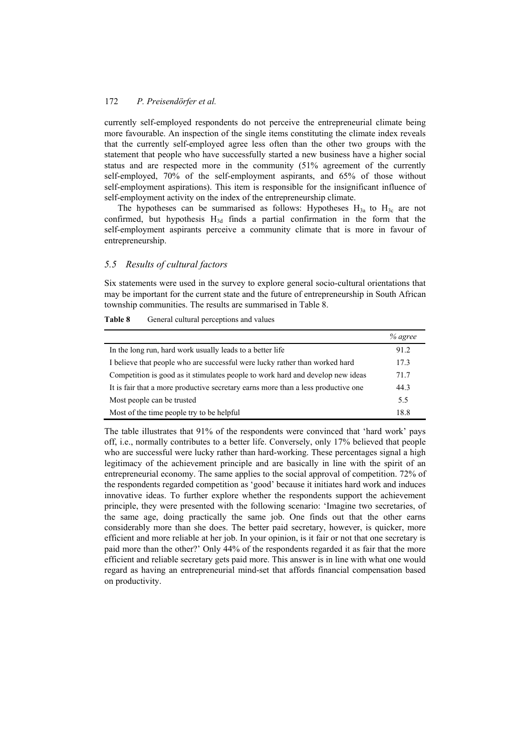currently self-employed respondents do not perceive the entrepreneurial climate being more favourable. An inspection of the single items constituting the climate index reveals that the currently self-employed agree less often than the other two groups with the statement that people who have successfully started a new business have a higher social status and are respected more in the community (51% agreement of the currently self-employed, 70% of the self-employment aspirants, and 65% of those without self-employment aspirations). This item is responsible for the insignificant influence of self-employment activity on the index of the entrepreneurship climate.

The hypotheses can be summarised as follows: Hypotheses $H_{3a}$ to $H_{3c}$ are not confirmed, but hypothesis $H_{3d}$ finds a partial confirmation in the form that the self-employment aspirants perceive a community climate that is more in favour of entrepreneurship.

### *5.5 Results of cultural factors*

Six statements were used in the survey to explore general socio-cultural orientations that may be important for the current state and the future of entrepreneurship in South African township communities. The results are summarised in Table 8.

**Table 8** General cultural perceptions and values

| | *% agree* |
|---|---|
| In the long run, hard work usually leads to a better life | 91.2 |
| I believe that people who are successful were lucky rather than worked hard | 17.3 |
| Competition is good as it stimulates people to work hard and develop new ideas | 71.7 |
| It is fair that a more productive secretary earns more than a less productive one | 44.3 |
| Most people can be trusted | 5.5 |
| Most of the time people try to be helpful | 18.8 |

The table illustrates that 91% of the respondents were convinced that 'hard work' pays off, i.e., normally contributes to a better life. Conversely, only 17% believed that people who are successful were lucky rather than hard-working. These percentages signal a high legitimacy of the achievement principle and are basically in line with the spirit of an entrepreneurial economy. The same applies to the social approval of competition. 72% of the respondents regarded competition as 'good' because it initiates hard work and induces innovative ideas. To further explore whether the respondents support the achievement principle, they were presented with the following scenario: 'Imagine two secretaries, of the same age, doing practically the same job. One finds out that the other earns considerably more than she does. The better paid secretary, however, is quicker, more efficient and more reliable at her job. In your opinion, is it fair or not that one secretary is paid more than the other?' Only 44% of the respondents regarded it as fair that the more efficient and reliable secretary gets paid more. This answer is in line with what one would regard as having an entrepreneurial mind-set that affords financial compensation based on productivity.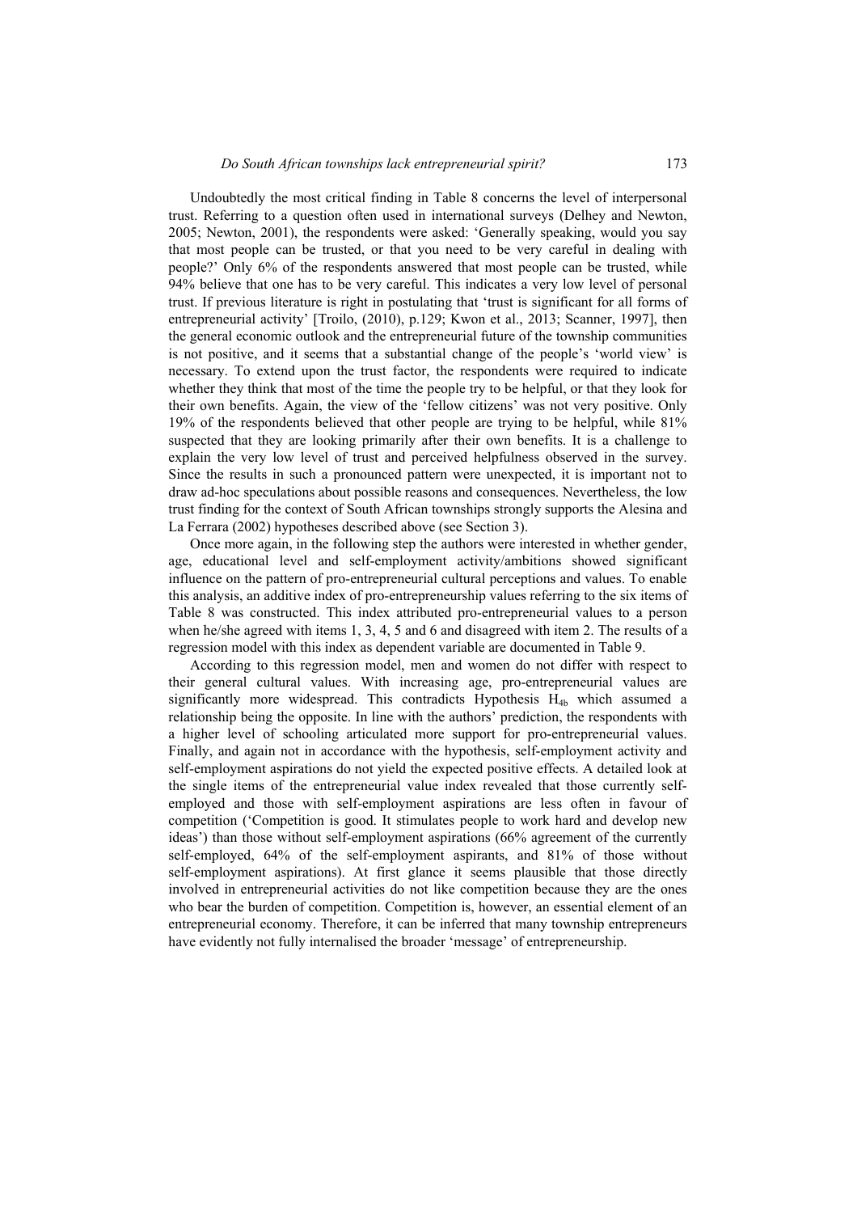Undoubtedly the most critical finding in Table 8 concerns the level of interpersonal trust. Referring to a question often used in international surveys (Delhey and Newton, 2005; Newton, 2001), the respondents were asked: 'Generally speaking, would you say that most people can be trusted, or that you need to be very careful in dealing with people?' Only 6% of the respondents answered that most people can be trusted, while 94% believe that one has to be very careful. This indicates a very low level of personal trust. If previous literature is right in postulating that 'trust is significant for all forms of entrepreneurial activity' [Troilo, (2010), p.129; Kwon et al., 2013; Scanner, 1997], then the general economic outlook and the entrepreneurial future of the township communities is not positive, and it seems that a substantial change of the people's 'world view' is necessary. To extend upon the trust factor, the respondents were required to indicate whether they think that most of the time the people try to be helpful, or that they look for their own benefits. Again, the view of the 'fellow citizens' was not very positive. Only 19% of the respondents believed that other people are trying to be helpful, while 81% suspected that they are looking primarily after their own benefits. It is a challenge to explain the very low level of trust and perceived helpfulness observed in the survey. Since the results in such a pronounced pattern were unexpected, it is important not to draw ad-hoc speculations about possible reasons and consequences. Nevertheless, the low trust finding for the context of South African townships strongly supports the Alesina and La Ferrara (2002) hypotheses described above (see Section 3).

Once more again, in the following step the authors were interested in whether gender, age, educational level and self-employment activity/ambitions showed significant influence on the pattern of pro-entrepreneurial cultural perceptions and values. To enable this analysis, an additive index of pro-entrepreneurship values referring to the six items of Table 8 was constructed. This index attributed pro-entrepreneurial values to a person when he/she agreed with items 1, 3, 4, 5 and 6 and disagreed with item 2. The results of a regression model with this index as dependent variable are documented in Table 9.

According to this regression model, men and women do not differ with respect to their general cultural values. With increasing age, pro-entrepreneurial values are significantly more widespread. This contradicts Hypothesis $H_{4b}$ which assumed a relationship being the opposite. In line with the authors' prediction, the respondents with a higher level of schooling articulated more support for pro-entrepreneurial values. Finally, and again not in accordance with the hypothesis, self-employment activity and self-employment aspirations do not yield the expected positive effects. A detailed look at the single items of the entrepreneurial value index revealed that those currently self-employed and those with self-employment aspirations are less often in favour of competition ('Competition is good. It stimulates people to work hard and develop new ideas') than those without self-employment aspirations (66% agreement of the currently self-employed, 64% of the self-employment aspirants, and 81% of those without self-employment aspirations). At first glance it seems plausible that those directly involved in entrepreneurial activities do not like competition because they are the ones who bear the burden of competition. Competition is, however, an essential element of an entrepreneurial economy. Therefore, it can be inferred that many township entrepreneurs have evidently not fully internalised the broader 'message' of entrepreneurship.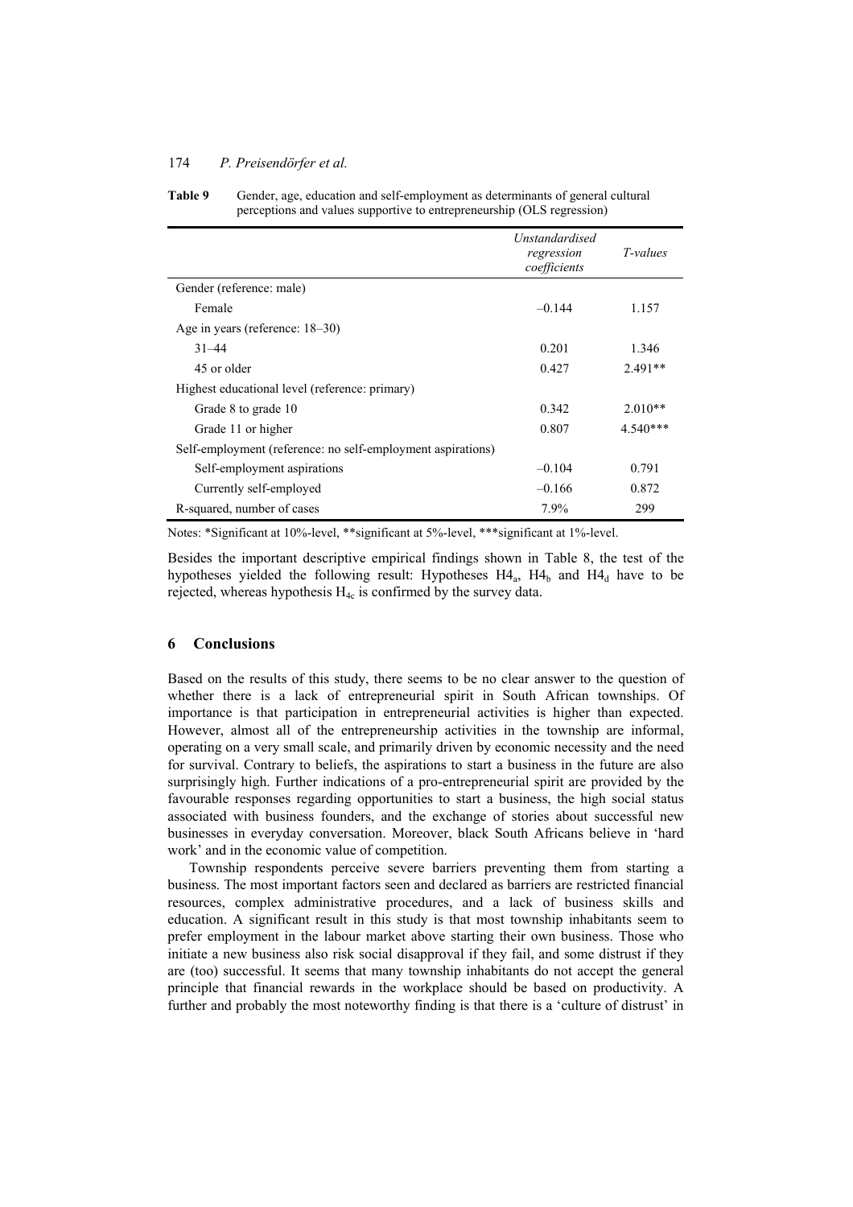**Table 9** Gender, age, education and self-employment as determinants of general cultural perceptions and values supportive to entrepreneurship (OLS regression)

| | *Unstandardised regression coefficients* | *T-values* |
|---|---|---|
| Gender (reference: male) | | |
| Female | –0.144 | 1.157 |
| Age in years (reference: 18–30) | | |
| 31–44 | 0.201 | 1.346 |
| 45 or older | 0.427 | 2.491** |
| Highest educational level (reference: primary) | | |
| Grade 8 to grade 10 | 0.342 | 2.010** |
| Grade 11 or higher | 0.807 | 4.540*** |
| Self-employment (reference: no self-employment aspirations) | | |
| Self-employment aspirations | –0.104 | 0.791 |
| Currently self-employed | –0.166 | 0.872 |
| R-squared, number of cases | 7.9% | 299 |

Notes: *Significant at 10%-level, **significant at 5%-level, ***significant at 1%-level.

Besides the important descriptive empirical findings shown in Table 8, the test of the hypotheses yielded the following result: Hypotheses $H4_a$, $H4_b$ and $H4_d$ have to be rejected, whereas hypothesis $H_{4c}$ is confirmed by the survey data.

## 6 Conclusions

Based on the results of this study, there seems to be no clear answer to the question of whether there is a lack of entrepreneurial spirit in South African townships. Of importance is that participation in entrepreneurial activities is higher than expected. However, almost all of the entrepreneurship activities in the township are informal, operating on a very small scale, and primarily driven by economic necessity and the need for survival. Contrary to beliefs, the aspirations to start a business in the future are also surprisingly high. Further indications of a pro-entrepreneurial spirit are provided by the favourable responses regarding opportunities to start a business, the high social status associated with business founders, and the exchange of stories about successful new businesses in everyday conversation. Moreover, black South Africans believe in 'hard work' and in the economic value of competition.

Township respondents perceive severe barriers preventing them from starting a business. The most important factors seen and declared as barriers are restricted financial resources, complex administrative procedures, and a lack of business skills and education. A significant result in this study is that most township inhabitants seem to prefer employment in the labour market above starting their own business. Those who initiate a new business also risk social disapproval if they fail, and some distrust if they are (too) successful. It seems that many township inhabitants do not accept the general principle that financial rewards in the workplace should be based on productivity. A further and probably the most noteworthy finding is that there is a 'culture of distrust' in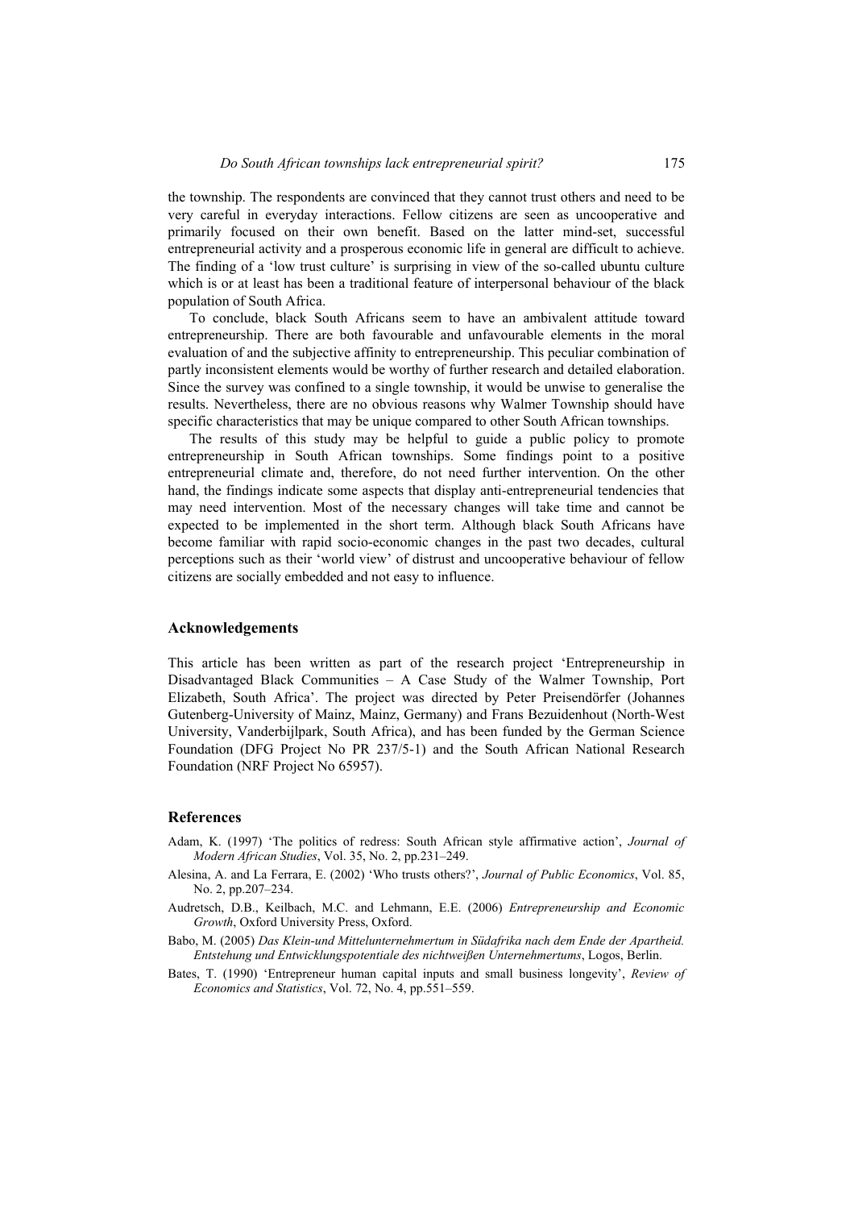the township. The respondents are convinced that they cannot trust others and need to be very careful in everyday interactions. Fellow citizens are seen as uncooperative and primarily focused on their own benefit. Based on the latter mind-set, successful entrepreneurial activity and a prosperous economic life in general are difficult to achieve. The finding of a 'low trust culture' is surprising in view of the so-called ubuntu culture which is or at least has been a traditional feature of interpersonal behaviour of the black population of South Africa.

To conclude, black South Africans seem to have an ambivalent attitude toward entrepreneurship. There are both favourable and unfavourable elements in the moral evaluation of and the subjective affinity to entrepreneurship. This peculiar combination of partly inconsistent elements would be worthy of further research and detailed elaboration. Since the survey was confined to a single township, it would be unwise to generalise the results. Nevertheless, there are no obvious reasons why Walmer Township should have specific characteristics that may be unique compared to other South African townships.

The results of this study may be helpful to guide a public policy to promote entrepreneurship in South African townships. Some findings point to a positive entrepreneurial climate and, therefore, do not need further intervention. On the other hand, the findings indicate some aspects that display anti-entrepreneurial tendencies that may need intervention. Most of the necessary changes will take time and cannot be expected to be implemented in the short term. Although black South Africans have become familiar with rapid socio-economic changes in the past two decades, cultural perceptions such as their 'world view' of distrust and uncooperative behaviour of fellow citizens are socially embedded and not easy to influence.

## Acknowledgements

This article has been written as part of the research project 'Entrepreneurship in Disadvantaged Black Communities – A Case Study of the Walmer Township, Port Elizabeth, South Africa'. The project was directed by Peter Preisendörfer (Johannes Gutenberg-University of Mainz, Mainz, Germany) and Frans Bezuidenhout (North-West University, Vanderbijlpark, South Africa), and has been funded by the German Science Foundation (DFG Project No PR 237/5-1) and the South African National Research Foundation (NRF Project No 65957).

## References

Adam, K. (1997) 'The politics of redress: South African style affirmative action', *Journal of Modern African Studies*, Vol. 35, No. 2, pp.231–249.

Alesina, A. and La Ferrara, E. (2002) 'Who trusts others?', *Journal of Public Economics*, Vol. 85, No. 2, pp.207–234.

Audretsch, D.B., Keilbach, M.C. and Lehmann, E.E. (2006) *Entrepreneurship and Economic Growth*, Oxford University Press, Oxford.

Babo, M. (2005) *Das Klein-und Mittelunternehmertum in Südafrika nach dem Ende der Apartheid. Entstehung und Entwicklungspotentiale des nichtweißen Unternehmertums*, Logos, Berlin.

Bates, T. (1990) 'Entrepreneur human capital inputs and small business longevity', *Review of Economics and Statistics*, Vol. 72, No. 4, pp.551–559.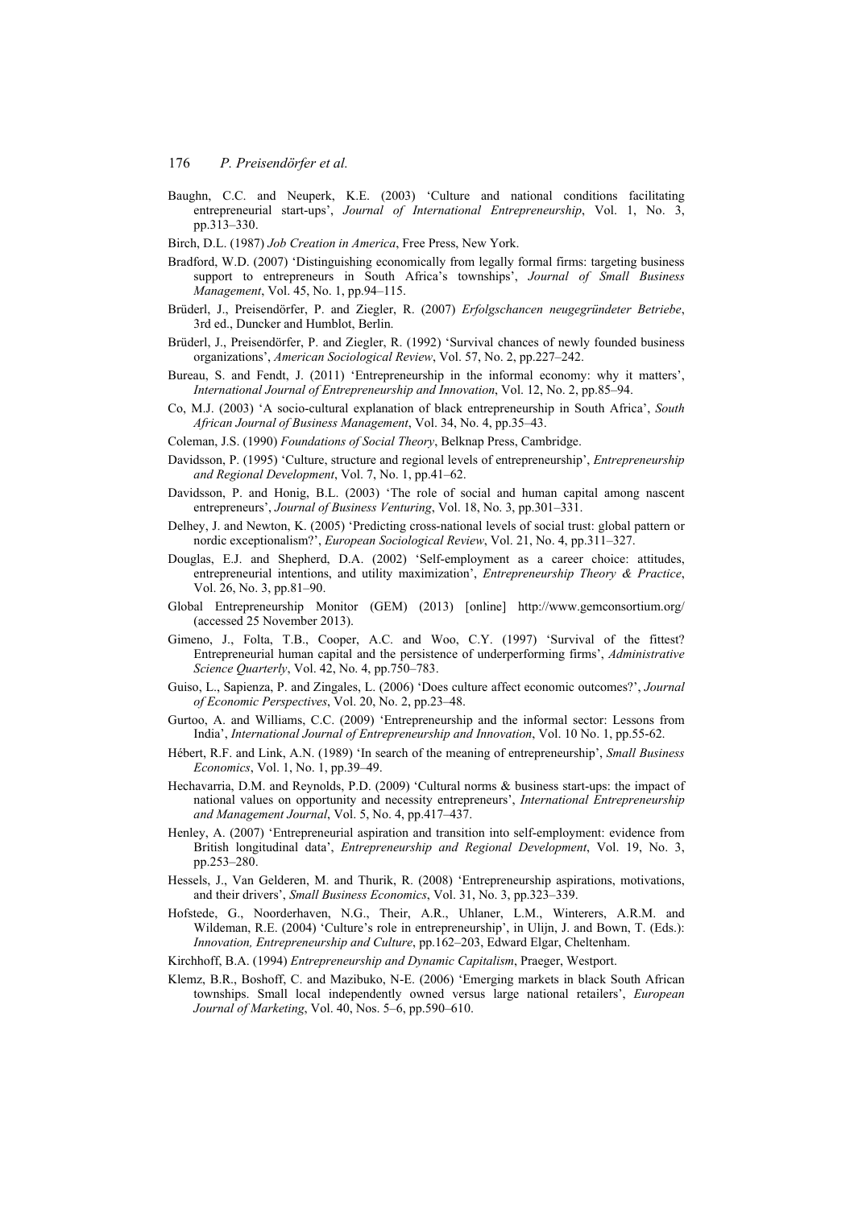Baughn, C.C. and Neuperk, K.E. (2003) 'Culture and national conditions facilitating entrepreneurial start-ups', *Journal of International Entrepreneurship*, Vol. 1, No. 3, pp.313–330.

Birch, D.L. (1987) *Job Creation in America*, Free Press, New York.

Bradford, W.D. (2007) 'Distinguishing economically from legally formal firms: targeting business support to entrepreneurs in South Africa's townships', *Journal of Small Business Management*, Vol. 45, No. 1, pp.94–115.

Brüderl, J., Preisendörfer, P. and Ziegler, R. (2007) *Erfolgschancen neugegründeter Betriebe*, 3rd ed., Duncker and Humblot, Berlin.

Brüderl, J., Preisendörfer, P. and Ziegler, R. (1992) 'Survival chances of newly founded business organizations', *American Sociological Review*, Vol. 57, No. 2, pp.227–242.

Bureau, S. and Fendt, J. (2011) 'Entrepreneurship in the informal economy: why it matters', *International Journal of Entrepreneurship and Innovation*, Vol. 12, No. 2, pp.85–94.

Co, M.J. (2003) 'A socio-cultural explanation of black entrepreneurship in South Africa', *South African Journal of Business Management*, Vol. 34, No. 4, pp.35–43.

Coleman, J.S. (1990) *Foundations of Social Theory*, Belknap Press, Cambridge.

Davidsson, P. (1995) 'Culture, structure and regional levels of entrepreneurship', *Entrepreneurship and Regional Development*, Vol. 7, No. 1, pp.41–62.

Davidsson, P. and Honig, B.L. (2003) 'The role of social and human capital among nascent entrepreneurs', *Journal of Business Venturing*, Vol. 18, No. 3, pp.301–331.

Delhey, J. and Newton, K. (2005) 'Predicting cross-national levels of social trust: global pattern or nordic exceptionalism?', *European Sociological Review*, Vol. 21, No. 4, pp.311–327.

Douglas, E.J. and Shepherd, D.A. (2002) 'Self-employment as a career choice: attitudes, entrepreneurial intentions, and utility maximization', *Entrepreneurship Theory & Practice*, Vol. 26, No. 3, pp.81–90.

Global Entrepreneurship Monitor (GEM) (2013) [online] http://www.gemconsortium.org/ (accessed 25 November 2013).

Gimeno, J., Folta, T.B., Cooper, A.C. and Woo, C.Y. (1997) 'Survival of the fittest? Entrepreneurial human capital and the persistence of underperforming firms', *Administrative Science Quarterly*, Vol. 42, No. 4, pp.750–783.

Guiso, L., Sapienza, P. and Zingales, L. (2006) 'Does culture affect economic outcomes?', *Journal of Economic Perspectives*, Vol. 20, No. 2, pp.23–48.

Gurtoo, A. and Williams, C.C. (2009) 'Entrepreneurship and the informal sector: Lessons from India', *International Journal of Entrepreneurship and Innovation*, Vol. 10 No. 1, pp.55-62.

Hébert, R.F. and Link, A.N. (1989) 'In search of the meaning of entrepreneurship', *Small Business Economics*, Vol. 1, No. 1, pp.39–49.

Hechavarria, D.M. and Reynolds, P.D. (2009) 'Cultural norms & business start-ups: the impact of national values on opportunity and necessity entrepreneurs', *International Entrepreneurship and Management Journal*, Vol. 5, No. 4, pp.417–437.

Henley, A. (2007) 'Entrepreneurial aspiration and transition into self-employment: evidence from British longitudinal data', *Entrepreneurship and Regional Development*, Vol. 19, No. 3, pp.253–280.

Hessels, J., Van Gelderen, M. and Thurik, R. (2008) 'Entrepreneurship aspirations, motivations, and their drivers', *Small Business Economics*, Vol. 31, No. 3, pp.323–339.

Hofstede, G., Noorderhaven, N.G., Their, A.R., Uhlaner, L.M., Winterers, A.R.M. and Wildeman, R.E. (2004) 'Culture's role in entrepreneurship', in Ulijn, J. and Bown, T. (Eds.): *Innovation, Entrepreneurship and Culture*, pp.162–203, Edward Elgar, Cheltenham.

Kirchhoff, B.A. (1994) *Entrepreneurship and Dynamic Capitalism*, Praeger, Westport.

Klemz, B.R., Boshoff, C. and Mazibuko, N-E. (2006) 'Emerging markets in black South African townships. Small local independently owned versus large national retailers', *European Journal of Marketing*, Vol. 40, Nos. 5–6, pp.590–610.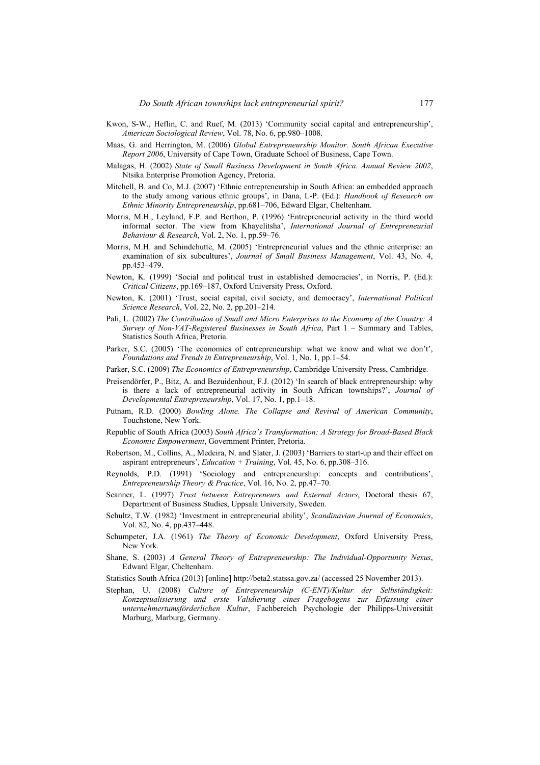Kwon, S-W., Heflin, C. and Ruef, M. (2013) 'Community social capital and entrepreneurship', *American Sociological Review*, Vol. 78, No. 6, pp.980–1008.

Maas, G. and Herrington, M. (2006) *Global Entrepreneurship Monitor. South African Executive Report 2006*, University of Cape Town, Graduate School of Business, Cape Town.

Malagas, H. (2002) *State of Small Business Development in South Africa. Annual Review 2002*, Ntsika Enterprise Promotion Agency, Pretoria.

Mitchell, B. and Co, M.J. (2007) 'Ethnic entrepreneurship in South Africa: an embedded approach to the study among various ethnic groups', in Dana, L-P. (Ed.): *Handbook of Research on Ethnic Minority Entrepreneurship*, pp.681–706, Edward Elgar, Cheltenham.

Morris, M.H., Leyland, F.P. and Berthon, P. (1996) 'Entrepreneurial activity in the third world informal sector. The view from Khayelitsha', *International Journal of Entrepreneurial Behaviour & Research*, Vol. 2, No. 1, pp.59–76.

Morris, M.H. and Schindehutte, M. (2005) 'Entrepreneurial values and the ethnic enterprise: an examination of six subcultures', *Journal of Small Business Management*, Vol. 43, No. 4, pp.453–479.

Newton, K. (1999) 'Social and political trust in established democracies', in Norris, P. (Ed.): *Critical Citizens*, pp.169–187, Oxford University Press, Oxford.

Newton, K. (2001) 'Trust, social capital, civil society, and democracy', *International Political Science Research*, Vol. 22, No. 2, pp.201–214.

Pali, L. (2002) *The Contribution of Small and Micro Enterprises to the Economy of the Country: A Survey of Non-VAT-Registered Businesses in South Africa*, Part 1 – Summary and Tables, Statistics South Africa, Pretoria.

Parker, S.C. (2005) 'The economics of entrepreneurship: what we know and what we don't', *Foundations and Trends in Entrepreneurship*, Vol. 1, No. 1, pp.1–54.

Parker, S.C. (2009) *The Economics of Entrepreneurship*, Cambridge University Press, Cambridge.

Preisendörfer, P., Bitz, A. and Bezuidenhout, F.J. (2012) 'In search of black entrepreneurship: why is there a lack of entrepreneurial activity in South African townships?', *Journal of Developmental Entrepreneurship*, Vol. 17, No. 1, pp.1–18.

Putnam, R.D. (2000) *Bowling Alone. The Collapse and Revival of American Community*, Touchstone, New York.

Republic of South Africa (2003) *South Africa's Transformation: A Strategy for Broad-Based Black Economic Empowerment*, Government Printer, Pretoria.

Robertson, M., Collins, A., Medeira, N. and Slater, J. (2003) 'Barriers to start-up and their effect on aspirant entrepreneurs', *Education + Training*, Vol. 45, No. 6, pp.308–316.

Reynolds, P.D. (1991) 'Sociology and entrepreneurship: concepts and contributions', *Entrepreneurship Theory & Practice*, Vol. 16, No. 2, pp.47–70.

Scanner, L. (1997) *Trust between Entrepreneurs and External Actors*, Doctoral thesis 67, Department of Business Studies, Uppsala University, Sweden.

Schultz, T.W. (1982) 'Investment in entrepreneurial ability', *Scandinavian Journal of Economics*, Vol. 82, No. 4, pp.437–448.

Schumpeter, J.A. (1961) *The Theory of Economic Development*, Oxford University Press, New York.

Shane, S. (2003) *A General Theory of Entrepreneurship: The Individual-Opportunity Nexus*, Edward Elgar, Cheltenham.

Statistics South Africa (2013) [online] http://beta2.statssa.gov.za/ (accessed 25 November 2013).

Stephan, U. (2008) *Culture of Entrepreneurship (C-ENT)/Kultur der Selbständigkeit: Konzeptualisierung und erste Validierung eines Fragebogens zur Erfassung einer unternehmertumsförderlichen Kultur*, Fachbereich Psychologie der Philipps-Universität Marburg, Marburg, Germany.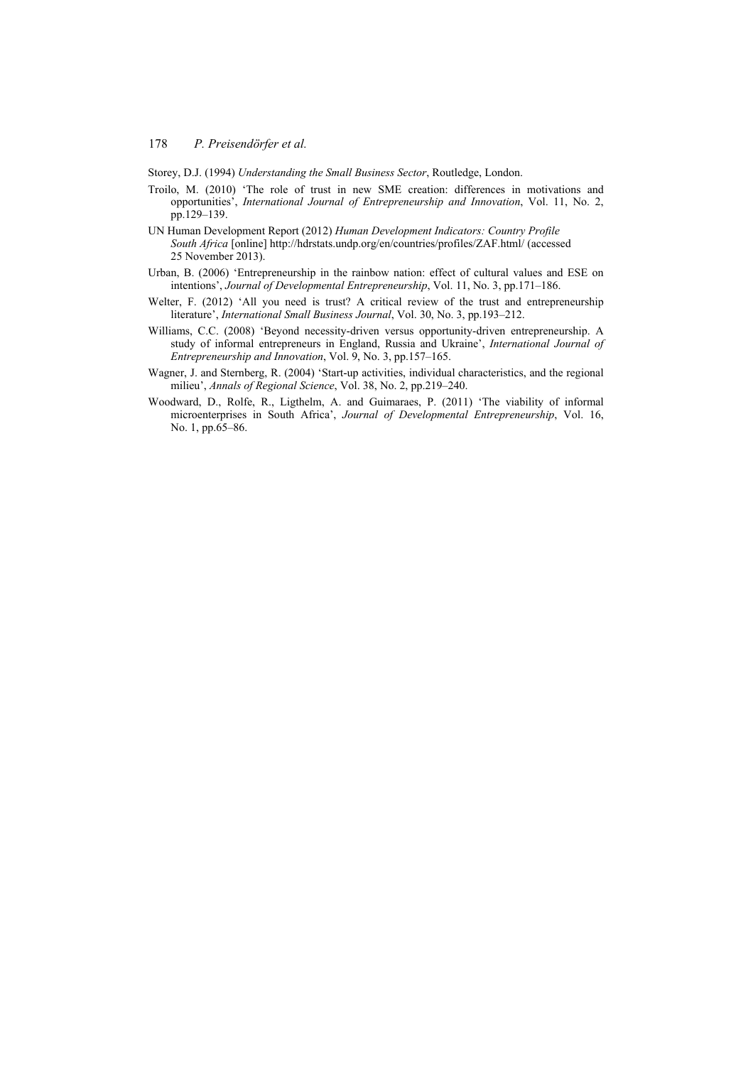Storey, D.J. (1994) *Understanding the Small Business Sector*, Routledge, London.

Troilo, M. (2010) 'The role of trust in new SME creation: differences in motivations and opportunities', *International Journal of Entrepreneurship and Innovation*, Vol. 11, No. 2, pp.129–139.

UN Human Development Report (2012) *Human Development Indicators: Country Profile South Africa* [online] http://hdrstats.undp.org/en/countries/profiles/ZAF.html/ (accessed 25 November 2013).

Urban, B. (2006) 'Entrepreneurship in the rainbow nation: effect of cultural values and ESE on intentions', *Journal of Developmental Entrepreneurship*, Vol. 11, No. 3, pp.171–186.

Welter, F. (2012) 'All you need is trust? A critical review of the trust and entrepreneurship literature', *International Small Business Journal*, Vol. 30, No. 3, pp.193–212.

Williams, C.C. (2008) 'Beyond necessity-driven versus opportunity-driven entrepreneurship. A study of informal entrepreneurs in England, Russia and Ukraine', *International Journal of Entrepreneurship and Innovation*, Vol. 9, No. 3, pp.157–165.

Wagner, J. and Sternberg, R. (2004) 'Start-up activities, individual characteristics, and the regional milieu', *Annals of Regional Science*, Vol. 38, No. 2, pp.219–240.

Woodward, D., Rolfe, R., Ligthelm, A. and Guimaraes, P. (2011) 'The viability of informal microenterprises in South Africa', *Journal of Developmental Entrepreneurship*, Vol. 16, No. 1, pp.65–86.